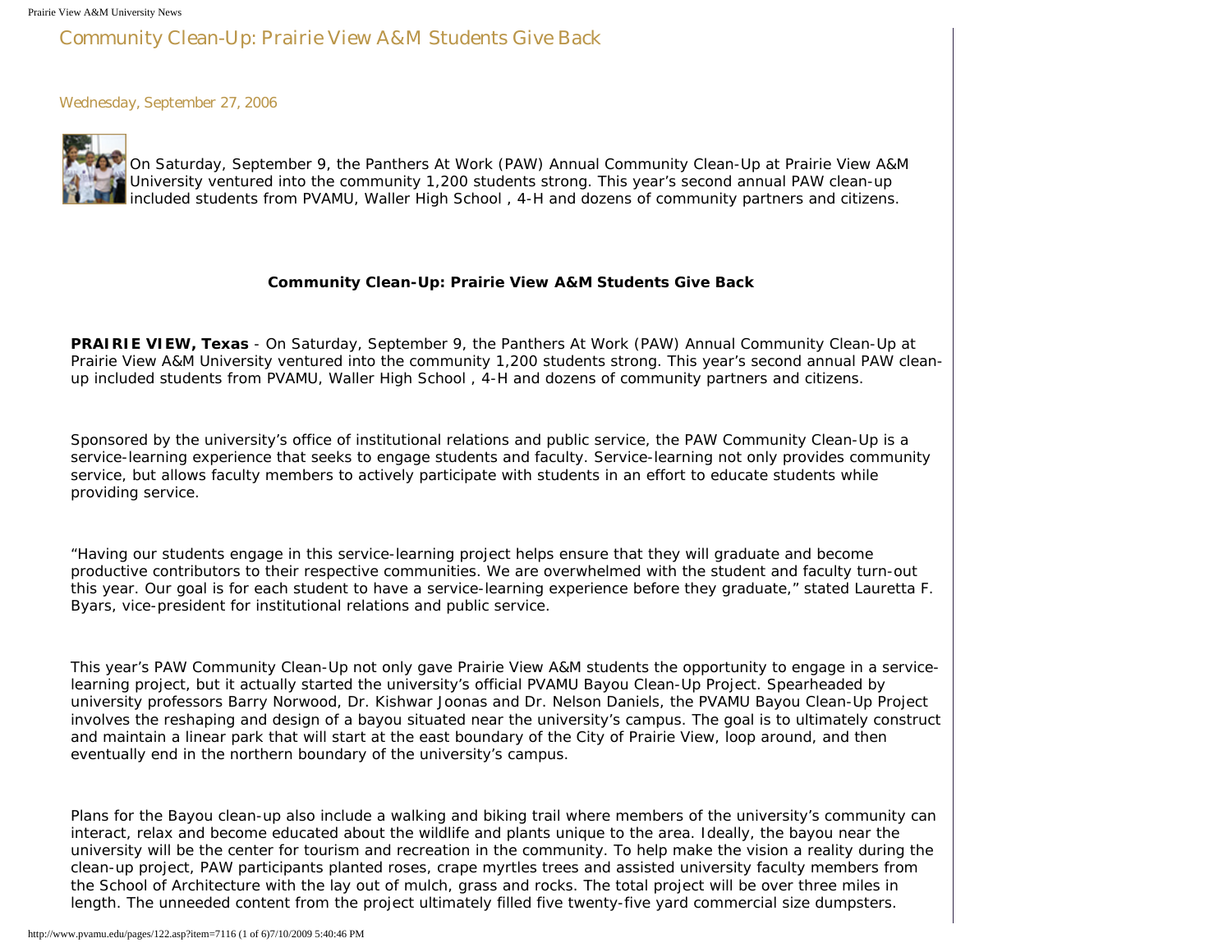# Community Clean-Up: Prairie View A&M Students Give Back

Wednesday, September 27, 2006

On Saturday, September 9, the Panthers At Work (PAW) Annual Community Clean-Up at Prairie View A&M University ventured into the community 1,200 students strong. This year's second annual PAW clean-up included students from PVAMU, Waller High School , 4-H and dozens of community partners and citizens.

**Community Clean-Up: Prairie View A&M Students Give Back**

**PRAIRIE VIEW, Texas** - On Saturday, September 9, the Panthers At Work (PAW) Annual Community Clean-Up at Prairie View A&M University ventured into the community 1,200 students strong. This year's second annual PAW clean-up included students from PVAMU, Waller High School , 4-H and dozens of community partners and citizens.

Sponsored by the university's office of institutional relations and public service, the PAW Community Clean-Up is a service-learning experience that seeks to engage students and faculty. Service-learning not only provides community service, but allows faculty members to actively participate with students in an effort to educate students while providing service.

"Having our students engage in this service-learning project helps ensure that they will graduate and become productive contributors to their respective communities. We are overwhelmed with the student and faculty turn-out this year. Our goal is for each student to have a service-learning experience before they graduate," stated Lauretta F. Byars, vice-president for institutional relations and public service.

This year's PAW Community Clean-Up not only gave Prairie View A&M students the opportunity to engage in a service-learning project, but it actually started the university's official PVAMU Bayou Clean-Up Project. Spearheaded by university professors Barry Norwood, Dr. Kishwar Joonas and Dr. Nelson Daniels, the PVAMU Bayou Clean-Up Project involves the reshaping and design of a bayou situated near the university's campus. The goal is to ultimately construct and maintain a linear park that will start at the east boundary of the City of Prairie View, loop around, and then eventually end in the northern boundary of the university's campus.

Plans for the Bayou clean-up also include a walking and biking trail where members of the university's community can interact, relax and become educated about the wildlife and plants unique to the area. Ideally, the bayou near the university will be the center for tourism and recreation in the community. To help make the vision a reality during the clean-up project, PAW participants planted roses, crape myrtles trees and assisted university faculty members from the School of Architecture with the lay out of mulch, grass and rocks. The total project will be over three miles in length. The unneeded content from the project ultimately filled five twenty-five yard commercial size dumpsters.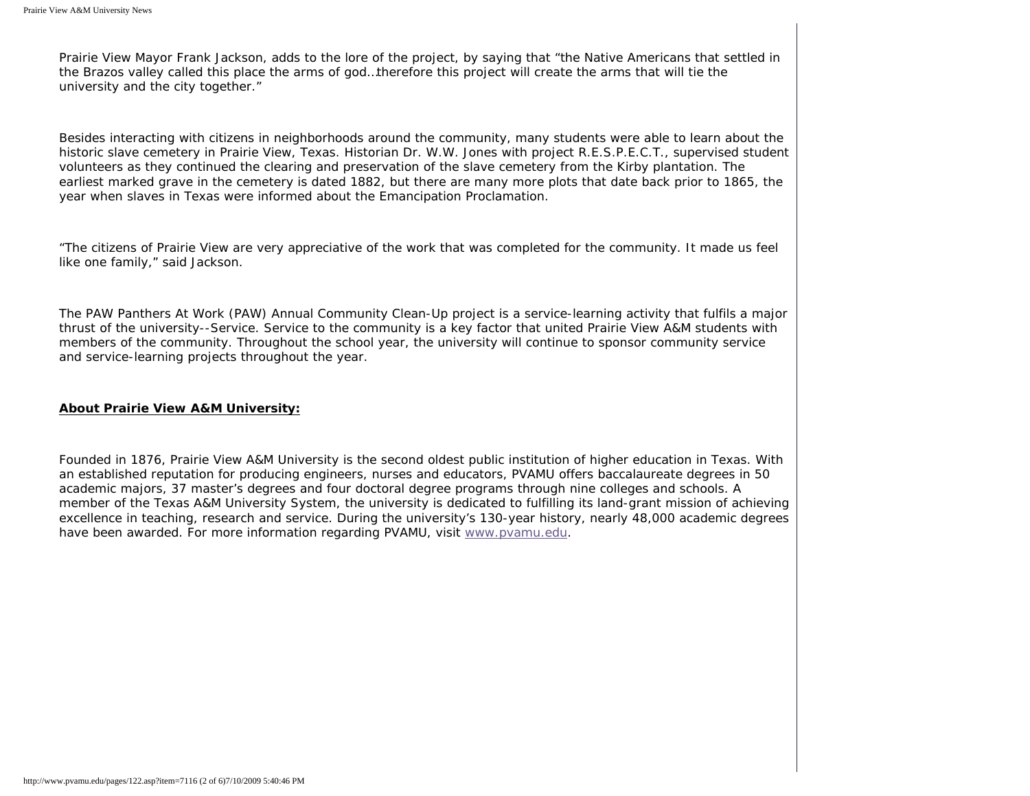Prairie View Mayor Frank Jackson, adds to the lore of the project, by saying that "the Native Americans that settled in the Brazos valley called this place the arms of god…therefore this project will create the arms that will tie the university and the city together."

Besides interacting with citizens in neighborhoods around the community, many students were able to learn about the historic slave cemetery in Prairie View, Texas. Historian Dr. W.W. Jones with project R.E.S.P.E.C.T., supervised student volunteers as they continued the clearing and preservation of the slave cemetery from the Kirby plantation. The earliest marked grave in the cemetery is dated 1882, but there are many more plots that date back prior to 1865, the year when slaves in Texas were informed about the Emancipation Proclamation.

"The citizens of Prairie View are very appreciative of the work that was completed for the community. It made us feel like one family," said Jackson.

The PAW Panthers At Work (PAW) Annual Community Clean-Up project is a service-learning activity that fulfils a major thrust of the university--Service. Service to the community is a key factor that united Prairie View A&M students with members of the community. Throughout the school year, the university will continue to sponsor community service and service-learning projects throughout the year.

**About Prairie View A&M University:**

Founded in 1876, Prairie View A&M University is the second oldest public institution of higher education in Texas. With an established reputation for producing engineers, nurses and educators, PVAMU offers baccalaureate degrees in 50 academic majors, 37 master's degrees and four doctoral degree programs through nine colleges and schools. A member of the Texas A&M University System, the university is dedicated to fulfilling its land-grant mission of achieving excellence in teaching, research and service. During the university's 130-year history, nearly 48,000 academic degrees have been awarded. For more information regarding PVAMU, visit [www.pvamu.edu](http://www.pvamu.edu).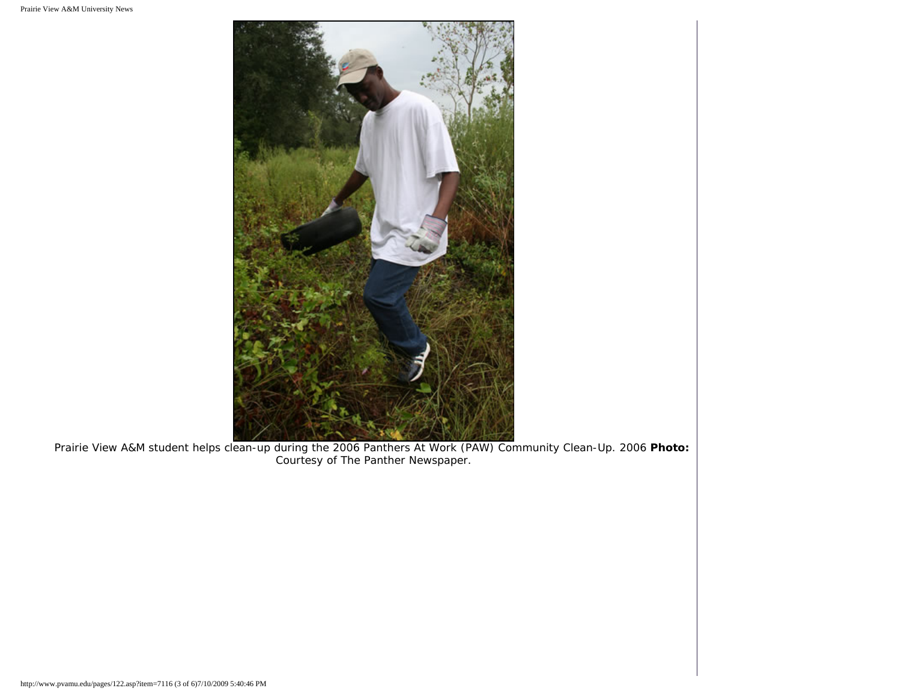Prairie View A&M student helps clean-up during the 2006 Panthers At Work (PAW) Community Clean-Up. 2006 **Photo:** Courtesy of The Panther Newspaper.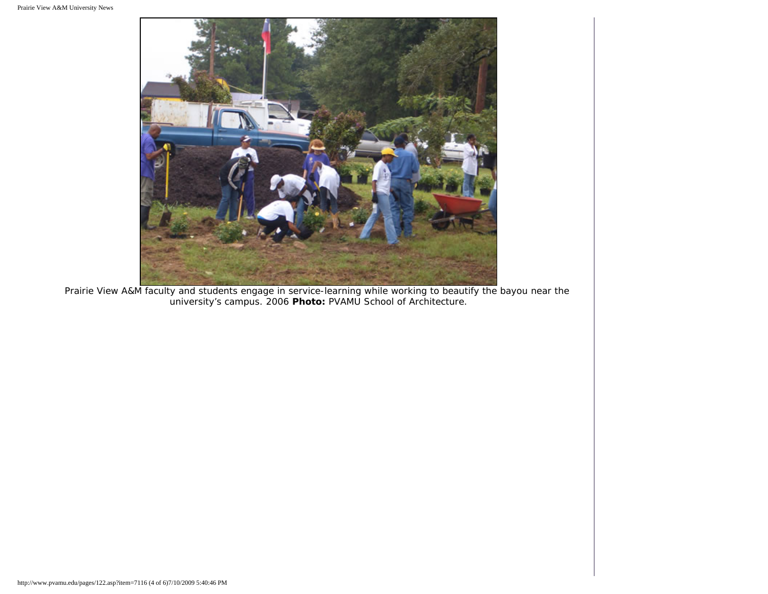Prairie View A&M faculty and students engage in service-learning while working to beautify the bayou near the university's campus. 2006 **Photo:** PVAMU School of Architecture.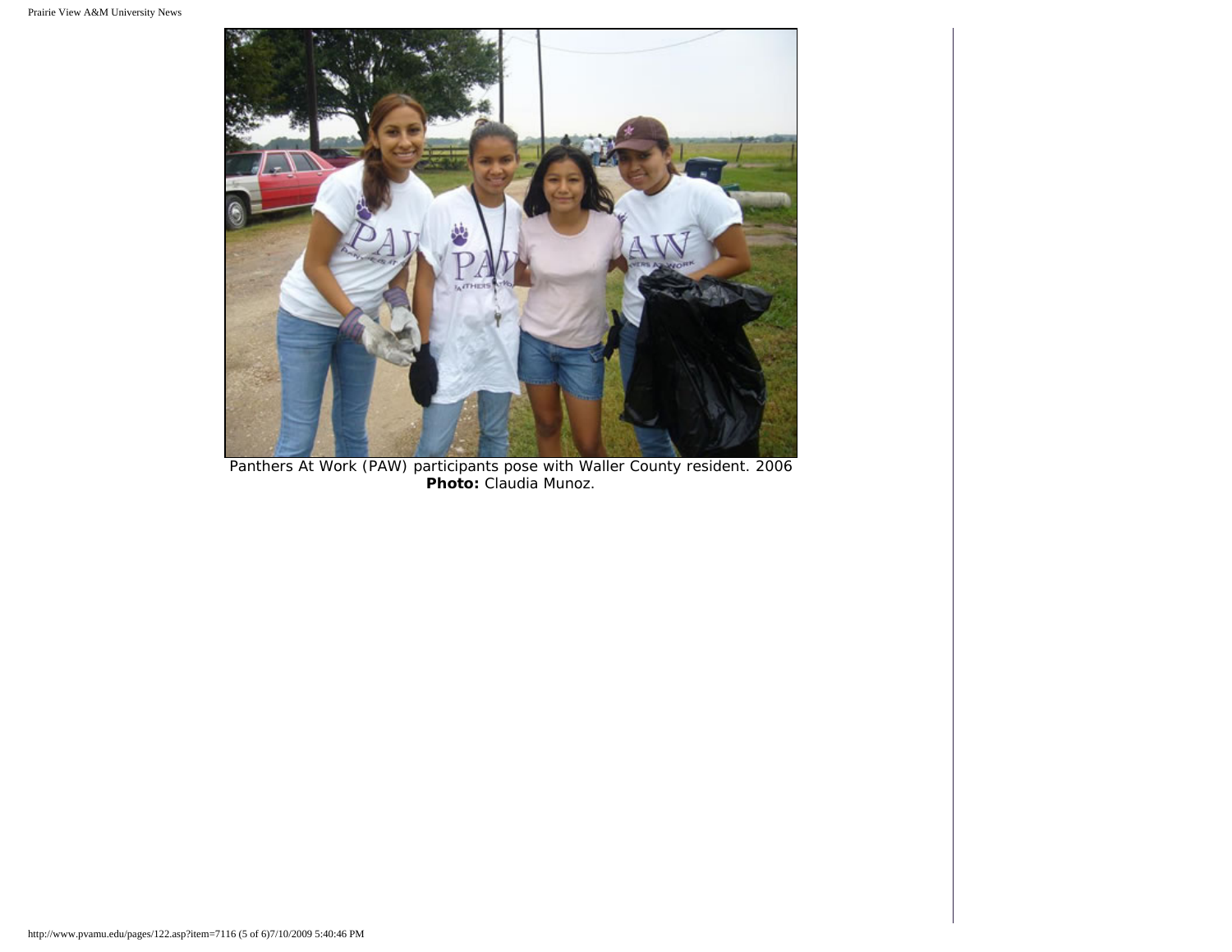Panthers At Work (PAW) participants pose with Waller County resident. 2006
**Photo:** Claudia Munoz.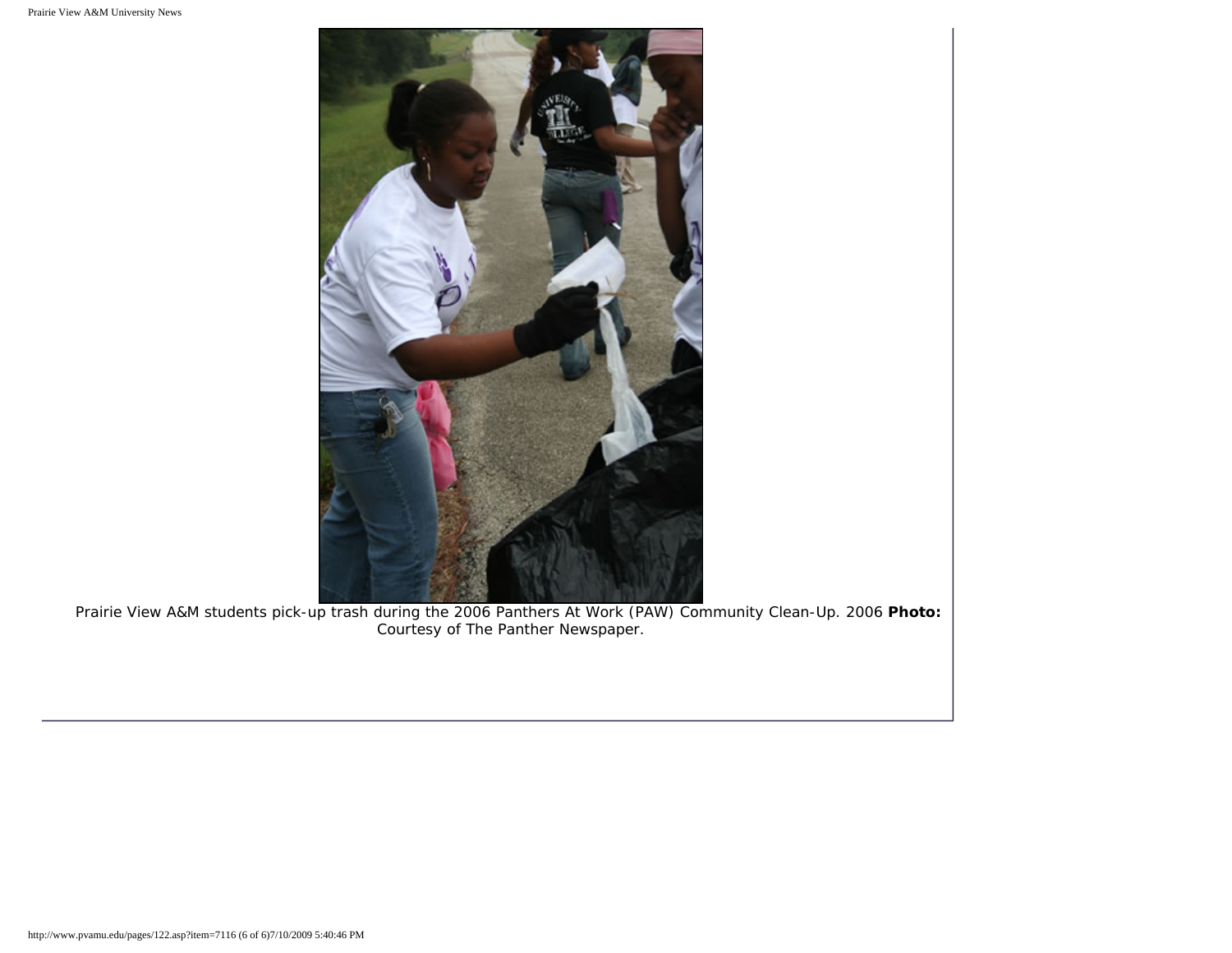Prairie View A&M students pick-up trash during the 2006 Panthers At Work (PAW) Community Clean-Up. 2006 **Photo:** Courtesy of The Panther Newspaper.